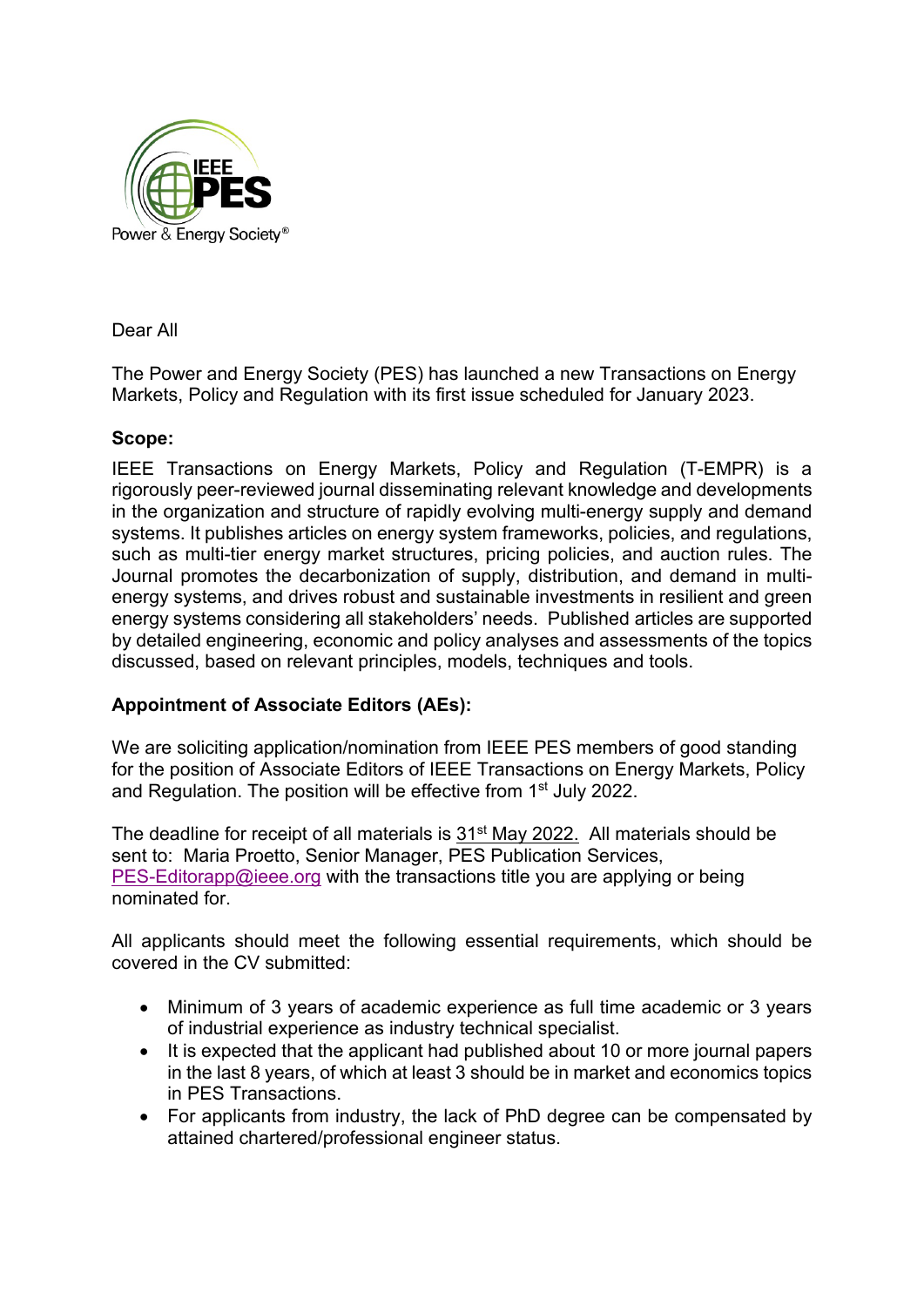Dear All

The Power and Energy Society (PES) has launched a new Transactions on Energy Markets, Policy and Regulation with its first issue scheduled for January 2023.

**Scope:**

IEEE Transactions on Energy Markets, Policy and Regulation (T-EMPR) is a rigorously peer-reviewed journal disseminating relevant knowledge and developments in the organization and structure of rapidly evolving multi-energy supply and demand systems. It publishes articles on energy system frameworks, policies, and regulations, such as multi-tier energy market structures, pricing policies, and auction rules. The Journal promotes the decarbonization of supply, distribution, and demand in multi-energy systems, and drives robust and sustainable investments in resilient and green energy systems considering all stakeholders' needs. Published articles are supported by detailed engineering, economic and policy analyses and assessments of the topics discussed, based on relevant principles, models, techniques and tools.

**Appointment of Associate Editors (AEs):**

We are soliciting application/nomination from IEEE PES members of good standing for the position of Associate Editors of IEEE Transactions on Energy Markets, Policy and Regulation. The position will be effective from 1st July 2022.

The deadline for receipt of all materials is 31st May 2022. All materials should be sent to: Maria Proetto, Senior Manager, PES Publication Services, PES-Editorapp@ieee.org with the transactions title you are applying or being nominated for.

All applicants should meet the following essential requirements, which should be covered in the CV submitted:

- Minimum of 3 years of academic experience as full time academic or 3 years of industrial experience as industry technical specialist.
- It is expected that the applicant had published about 10 or more journal papers in the last 8 years, of which at least 3 should be in market and economics topics in PES Transactions.
- For applicants from industry, the lack of PhD degree can be compensated by attained chartered/professional engineer status.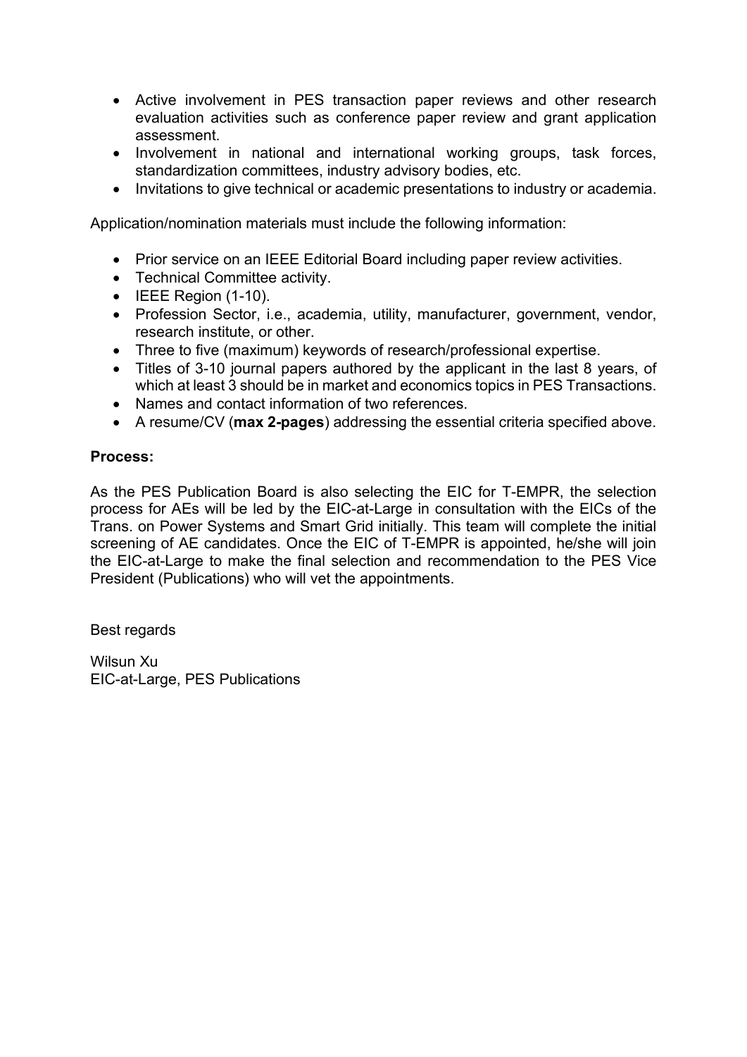- Active involvement in PES transaction paper reviews and other research evaluation activities such as conference paper review and grant application assessment.
- Involvement in national and international working groups, task forces, standardization committees, industry advisory bodies, etc.
- Invitations to give technical or academic presentations to industry or academia.

Application/nomination materials must include the following information:

- Prior service on an IEEE Editorial Board including paper review activities.
- Technical Committee activity.
- IEEE Region (1-10).
- Profession Sector, i.e., academia, utility, manufacturer, government, vendor, research institute, or other.
- Three to five (maximum) keywords of research/professional expertise.
- Titles of 3-10 journal papers authored by the applicant in the last 8 years, of which at least 3 should be in market and economics topics in PES Transactions.
- Names and contact information of two references.
- A resume/CV (**max 2-pages**) addressing the essential criteria specified above.

**Process:**

As the PES Publication Board is also selecting the EIC for T-EMPR, the selection process for AEs will be led by the EIC-at-Large in consultation with the EICs of the Trans. on Power Systems and Smart Grid initially. This team will complete the initial screening of AE candidates. Once the EIC of T-EMPR is appointed, he/she will join the EIC-at-Large to make the final selection and recommendation to the PES Vice President (Publications) who will vet the appointments.

Best regards

Wilsun Xu
EIC-at-Large, PES Publications